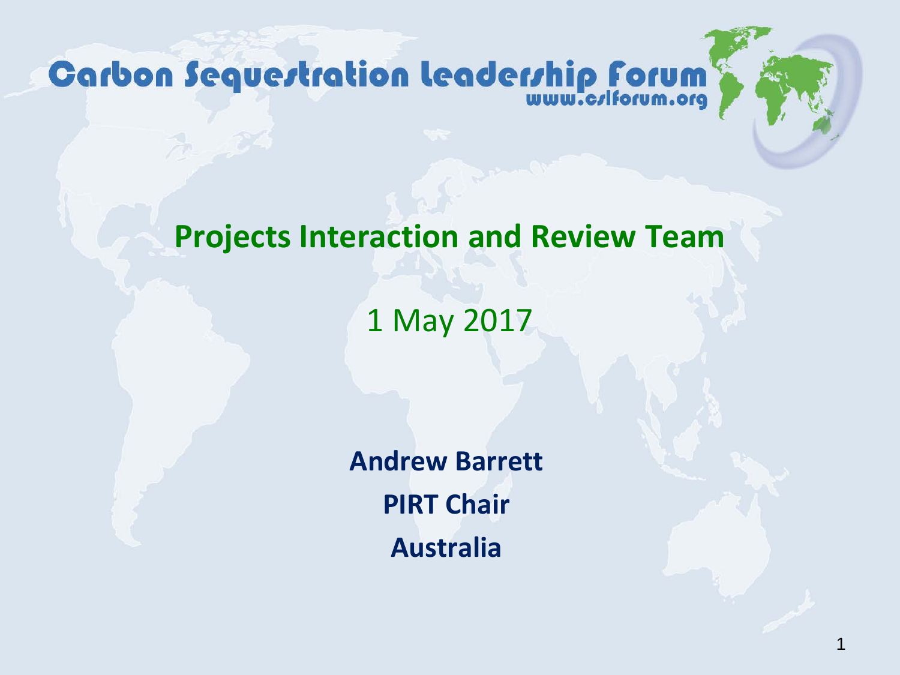Carbon Sequestration Leadership Forum
www.cslforum.org

# Projects Interaction and Review Team

1 May 2017

**Andrew Barrett**

**PIRT Chair**

**Australia**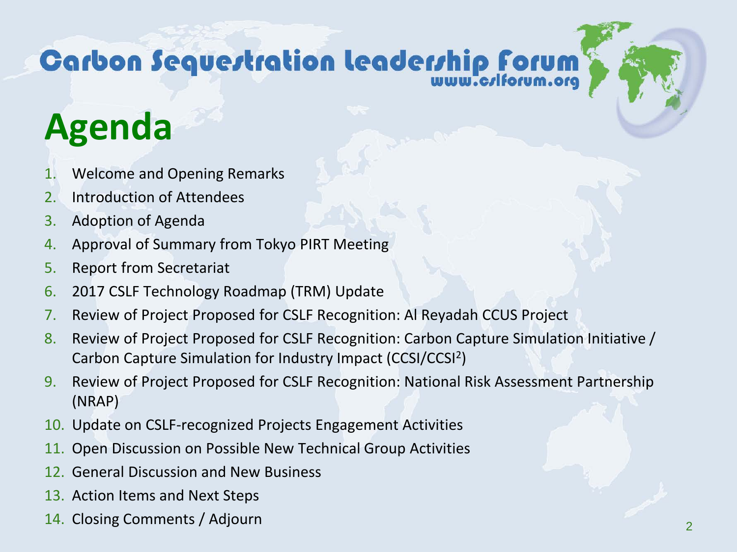# Agenda

1. Welcome and Opening Remarks
2. Introduction of Attendees
3. Adoption of Agenda
4. Approval of Summary from Tokyo PIRT Meeting
5. Report from Secretariat
6. 2017 CSLF Technology Roadmap (TRM) Update
7. Review of Project Proposed for CSLF Recognition: Al Reyadah CCUS Project
8. Review of Project Proposed for CSLF Recognition: Carbon Capture Simulation Initiative / Carbon Capture Simulation for Industry Impact (CCSI/CCSI$^2$)
9. Review of Project Proposed for CSLF Recognition: National Risk Assessment Partnership (NRAP)
10. Update on CSLF-recognized Projects Engagement Activities
11. Open Discussion on Possible New Technical Group Activities
12. General Discussion and New Business
13. Action Items and Next Steps
14. Closing Comments / Adjourn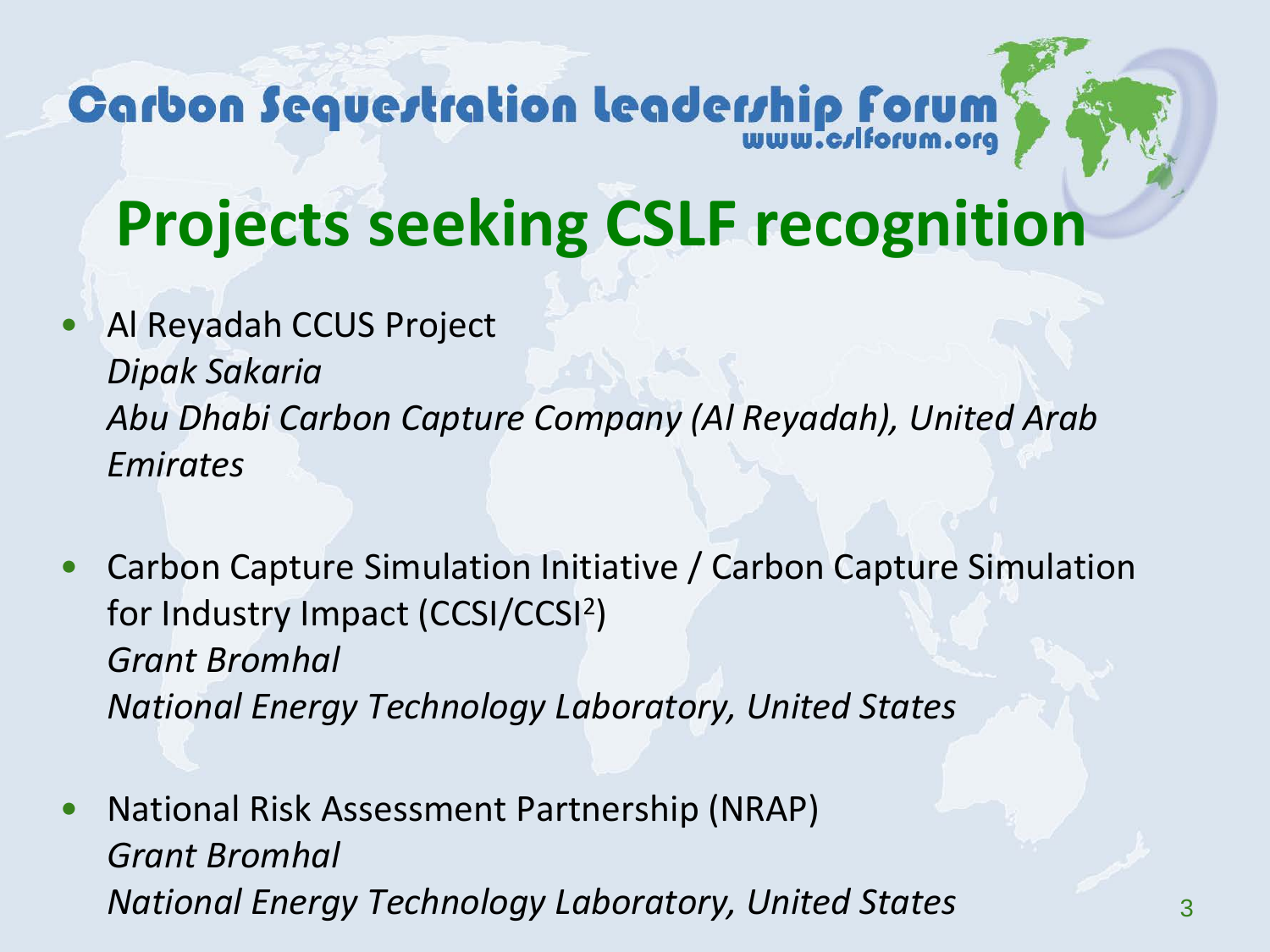# Projects seeking CSLF recognition

- Al Reyadah CCUS Project
  *Dipak Sakaria*
  *Abu Dhabi Carbon Capture Company (Al Reyadah), United Arab Emirates*

- Carbon Capture Simulation Initiative / Carbon Capture Simulation for Industry Impact ($CCSI/CCSI^2$)
  *Grant Bromhal*
  *National Energy Technology Laboratory, United States*

- National Risk Assessment Partnership (NRAP)
  *Grant Bromhal*
  *National Energy Technology Laboratory, United States*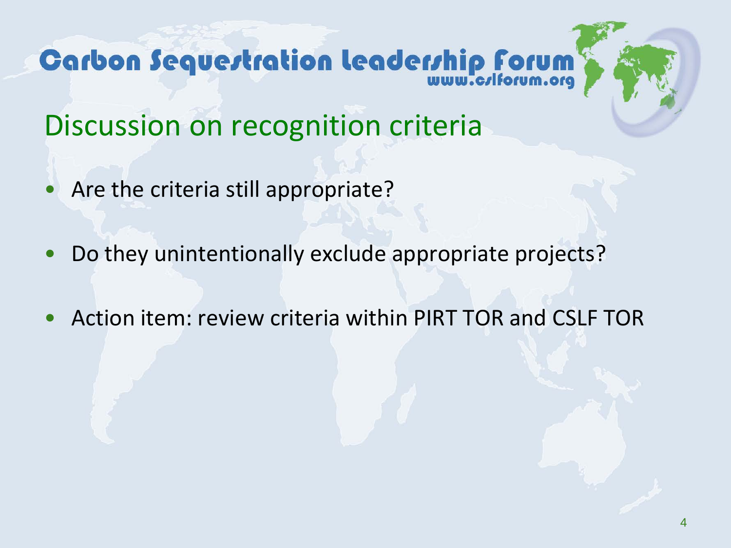## Discussion on recognition criteria

- Are the criteria still appropriate?
- Do they unintentionally exclude appropriate projects?
- Action item: review criteria within PIRT TOR and CSLF TOR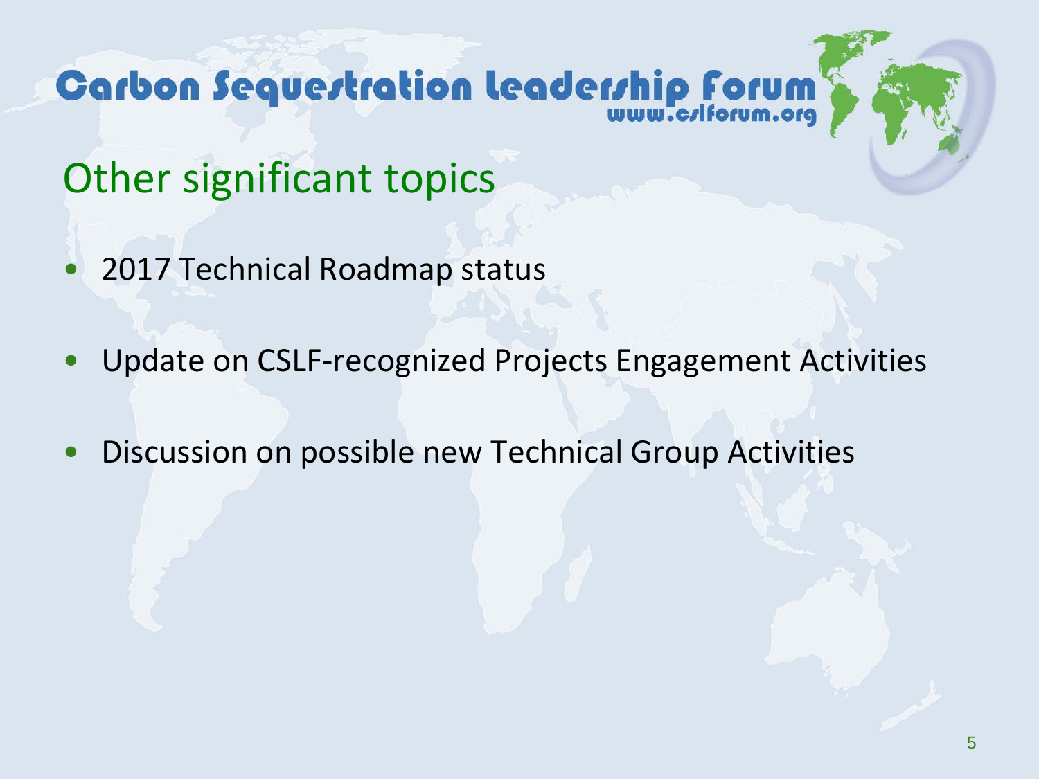Carbon Sequestration Leadership Forum
www.cslforum.org

# Other significant topics

- 2017 Technical Roadmap status
- Update on CSLF-recognized Projects Engagement Activities
- Discussion on possible new Technical Group Activities